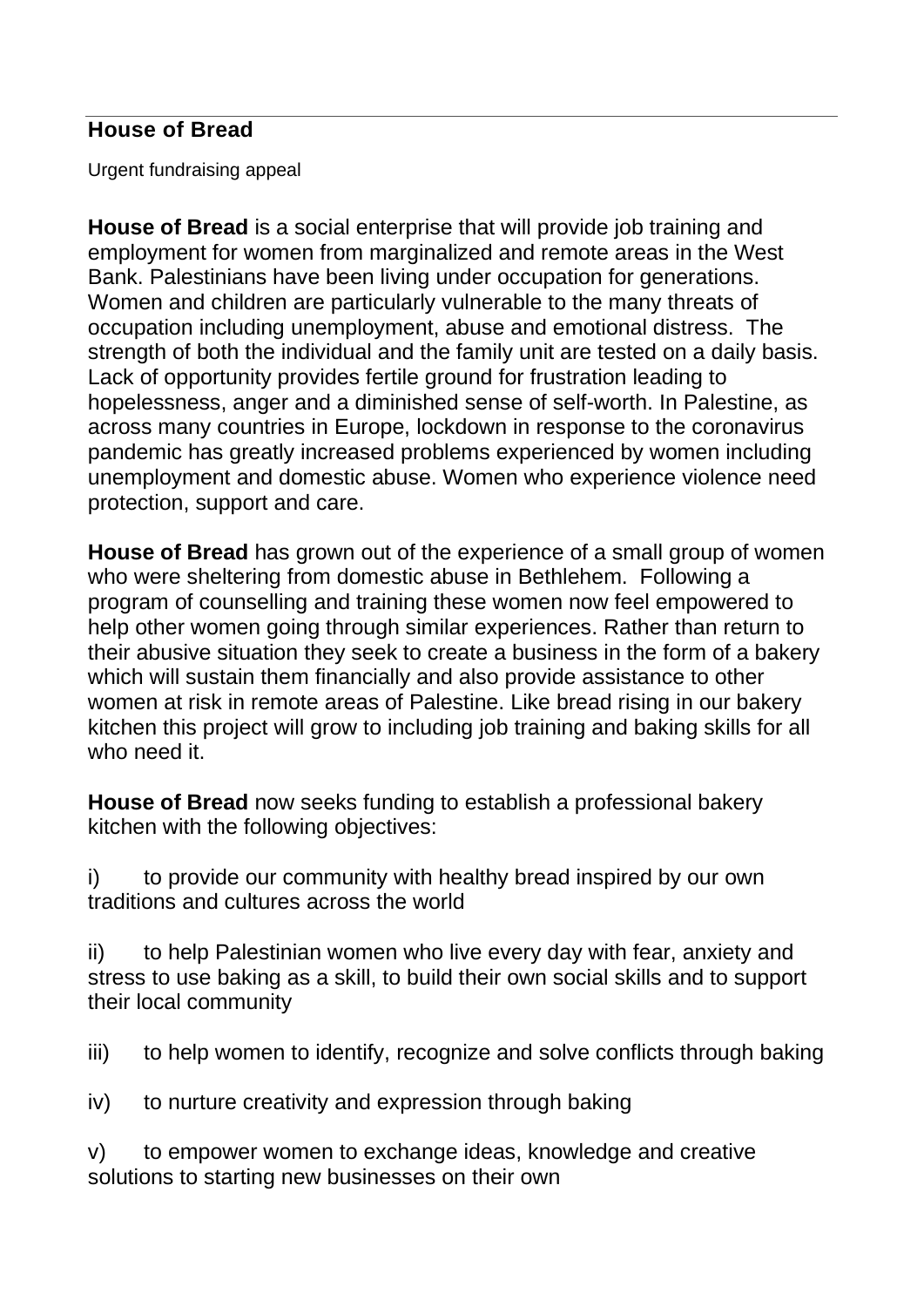# House of Bread

Urgent fundraising appeal

**House of Bread** is a social enterprise that will provide job training and employment for women from marginalized and remote areas in the West Bank. Palestinians have been living under occupation for generations. Women and children are particularly vulnerable to the many threats of occupation including unemployment, abuse and emotional distress. The strength of both the individual and the family unit are tested on a daily basis. Lack of opportunity provides fertile ground for frustration leading to hopelessness, anger and a diminished sense of self-worth. In Palestine, as across many countries in Europe, lockdown in response to the coronavirus pandemic has greatly increased problems experienced by women including unemployment and domestic abuse. Women who experience violence need protection, support and care.

**House of Bread** has grown out of the experience of a small group of women who were sheltering from domestic abuse in Bethlehem. Following a program of counselling and training these women now feel empowered to help other women going through similar experiences. Rather than return to their abusive situation they seek to create a business in the form of a bakery which will sustain them financially and also provide assistance to other women at risk in remote areas of Palestine. Like bread rising in our bakery kitchen this project will grow to including job training and baking skills for all who need it.

**House of Bread** now seeks funding to establish a professional bakery kitchen with the following objectives:

i) to provide our community with healthy bread inspired by our own traditions and cultures across the world

ii) to help Palestinian women who live every day with fear, anxiety and stress to use baking as a skill, to build their own social skills and to support their local community

iii) to help women to identify, recognize and solve conflicts through baking

iv) to nurture creativity and expression through baking

v) to empower women to exchange ideas, knowledge and creative solutions to starting new businesses on their own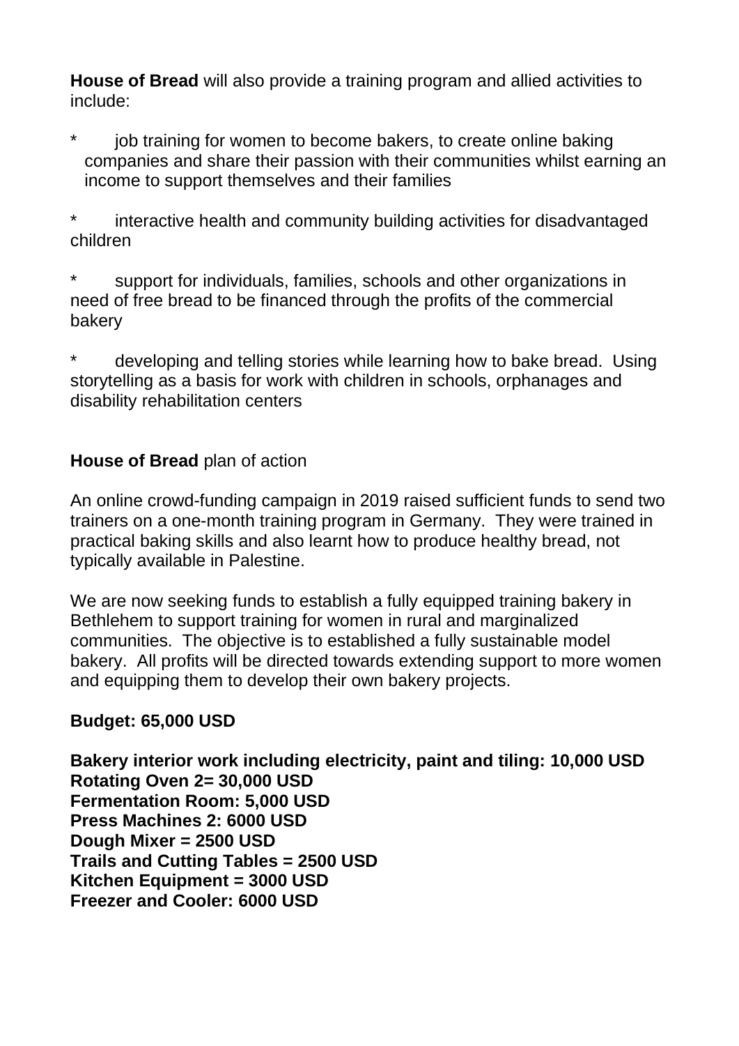**House of Bread** will also provide a training program and allied activities to include:

* job training for women to become bakers, to create online baking companies and share their passion with their communities whilst earning an income to support themselves and their families

* interactive health and community building activities for disadvantaged children

* support for individuals, families, schools and other organizations in need of free bread to be financed through the profits of the commercial bakery

* developing and telling stories while learning how to bake bread. Using storytelling as a basis for work with children in schools, orphanages and disability rehabilitation centers

**House of Bread** plan of action

An online crowd-funding campaign in 2019 raised sufficient funds to send two trainers on a one-month training program in Germany. They were trained in practical baking skills and also learnt how to produce healthy bread, not typically available in Palestine.

We are now seeking funds to establish a fully equipped training bakery in Bethlehem to support training for women in rural and marginalized communities. The objective is to established a fully sustainable model bakery. All profits will be directed towards extending support to more women and equipping them to develop their own bakery projects.

**Budget: 65,000 USD**

**Bakery interior work including electricity, paint and tiling: 10,000 USD**
**Rotating Oven 2= 30,000 USD**
**Fermentation Room: 5,000 USD**
**Press Machines 2: 6000 USD**
**Dough Mixer = 2500 USD**
**Trails and Cutting Tables = 2500 USD**
**Kitchen Equipment = 3000 USD**
**Freezer and Cooler: 6000 USD**